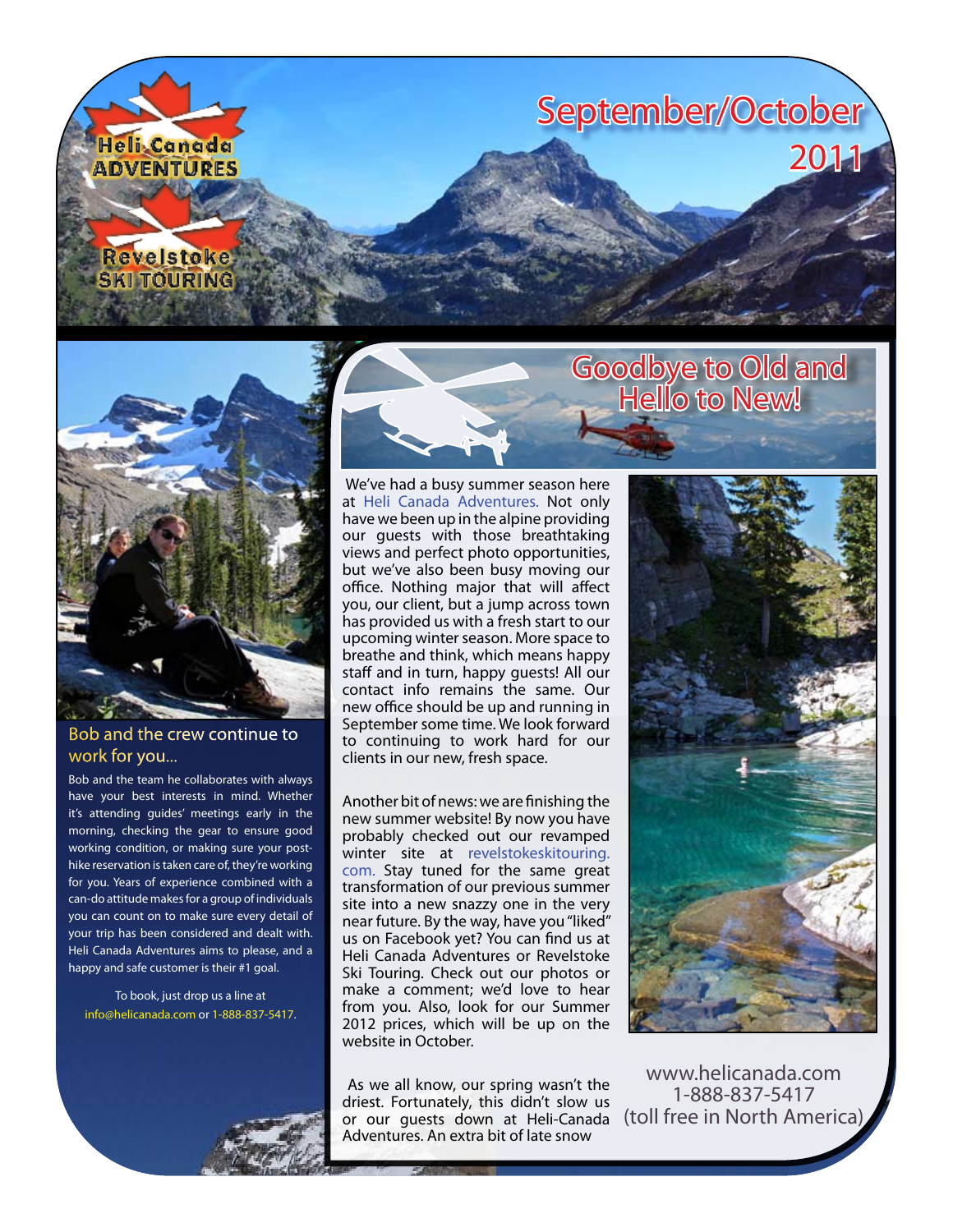Heli Canada ADVENTURES

Revelstoke SKI TOURING

# September/October 2011

## Bob and the crew continue to work for you...

Bob and the team he collaborates with always have your best interests in mind. Whether it's attending guides' meetings early in the morning, checking the gear to ensure good working condition, or making sure your post-hike reservation is taken care of, they're working for you. Years of experience combined with a can-do attitude makes for a group of individuals you can count on to make sure every detail of your trip has been considered and dealt with. Heli Canada Adventures aims to please, and a happy and safe customer is their #1 goal.

To book, just drop us a line at info@helicanada.com or 1-888-837-5417.

## Goodbye to Old and Hello to New!

We've had a busy summer season here at Heli Canada Adventures. Not only have we been up in the alpine providing our guests with those breathtaking views and perfect photo opportunities, but we've also been busy moving our office. Nothing major that will affect you, our client, but a jump across town has provided us with a fresh start to our upcoming winter season. More space to breathe and think, which means happy staff and in turn, happy guests! All our contact info remains the same. Our new office should be up and running in September some time. We look forward to continuing to work hard for our clients in our new, fresh space.

Another bit of news: we are finishing the new summer website! By now you have probably checked out our revamped winter site at revelstokeskitouring.com. Stay tuned for the same great transformation of our previous summer site into a new snazzy one in the very near future. By the way, have you "liked" us on Facebook yet? You can find us at Heli Canada Adventures or Revelstoke Ski Touring. Check out our photos or make a comment; we'd love to hear from you. Also, look for our Summer 2012 prices, which will be up on the website in October.

As we all know, our spring wasn't the driest. Fortunately, this didn't slow us or our guests down at Heli-Canada Adventures. An extra bit of late snow

www.helicanada.com
1-888-837-5417
(toll free in North America)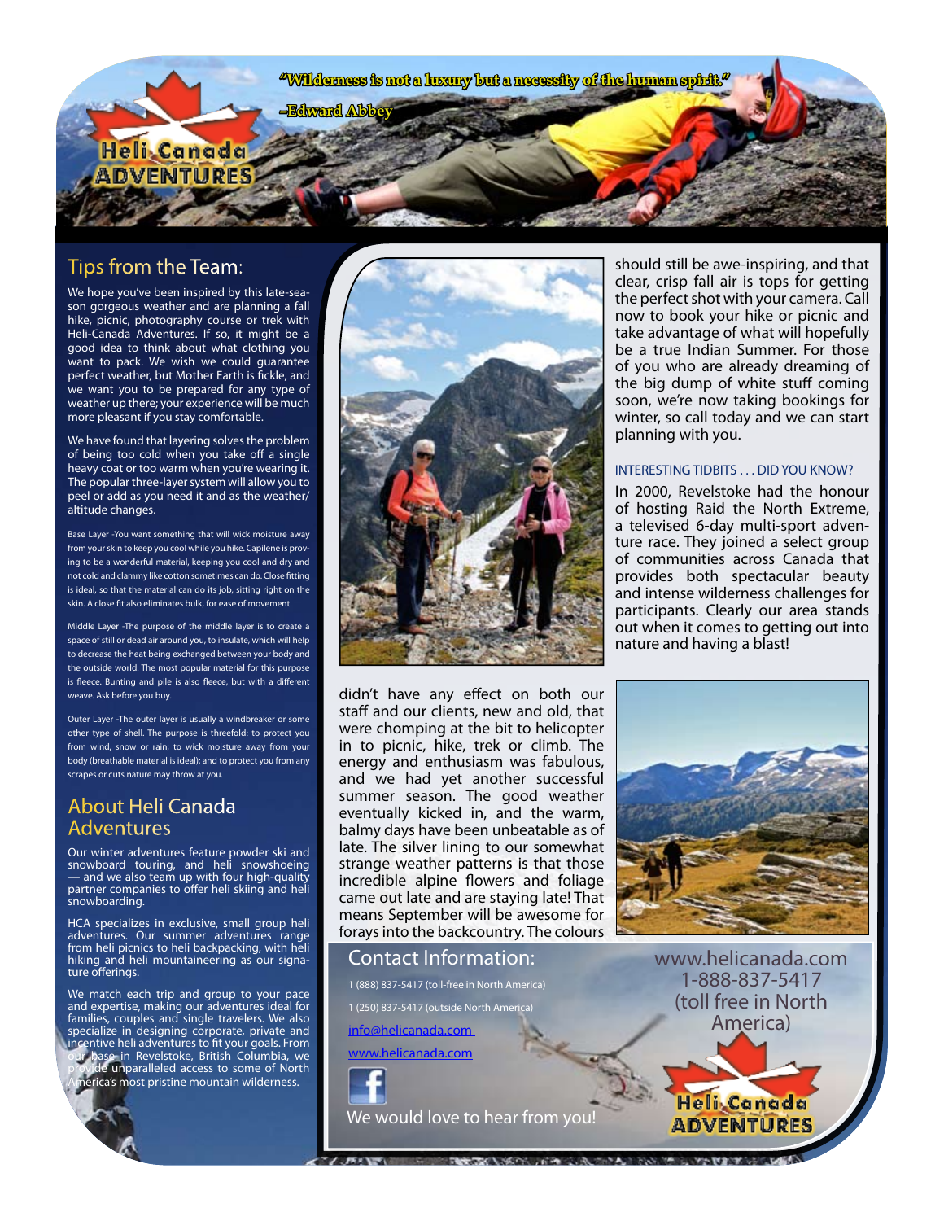*"Wilderness is not a luxury but a necessity of the human spirit."*

*–Edward Abbey*

Heli Canada ADVENTURES

## Tips from the Team:

We hope you've been inspired by this late-season gorgeous weather and are planning a fall hike, picnic, photography course or trek with Heli-Canada Adventures. If so, it might be a good idea to think about what clothing you want to pack. We wish we could guarantee perfect weather, but Mother Earth is fickle, and we want you to be prepared for any type of weather up there; your experience will be much more pleasant if you stay comfortable.

We have found that layering solves the problem of being too cold when you take off a single heavy coat or too warm when you're wearing it. The popular three-layer system will allow you to peel or add as you need it and as the weather/altitude changes.

Base Layer -You want something that will wick moisture away from your skin to keep you cool while you hike. Capilene is proving to be a wonderful material, keeping you cool and dry and not cold and clammy like cotton sometimes can do. Close fitting is ideal, so that the material can do its job, sitting right on the skin. A close fit also eliminates bulk, for ease of movement.

Middle Layer -The purpose of the middle layer is to create a space of still or dead air around you, to insulate, which will help to decrease the heat being exchanged between your body and the outside world. The most popular material for this purpose is fleece. Bunting and pile is also fleece, but with a different weave. Ask before you buy.

Outer Layer -The outer layer is usually a windbreaker or some other type of shell. The purpose is threefold: to protect you from wind, snow or rain; to wick moisture away from your body (breathable material is ideal); and to protect you from any scrapes or cuts nature may throw at you.

## About Heli Canada Adventures

Our winter adventures feature powder ski and snowboard touring, and heli snowshoeing — and we also team up with four high-quality partner companies to offer heli skiing and heli snowboarding.

HCA specializes in exclusive, small group heli adventures. Our summer adventures range from heli picnics to heli backpacking, with heli hiking and heli mountaineering as our signature offerings.

We match each trip and group to your pace and expertise, making our adventures ideal for families, couples and single travelers. We also specialize in designing corporate, private and incentive heli adventures to fit your goals. From our base in Revelstoke, British Columbia, we provide unparalleled access to some of North America's most pristine mountain wilderness.

didn't have any effect on both our staff and our clients, new and old, that were chomping at the bit to helicopter in to picnic, hike, trek or climb. The energy and enthusiasm was fabulous, and we had yet another successful summer season. The good weather eventually kicked in, and the warm, balmy days have been unbeatable as of late. The silver lining to our somewhat strange weather patterns is that those incredible alpine flowers and foliage came out late and are staying late! That means September will be awesome for forays into the backcountry. The colours should still be awe-inspiring, and that clear, crisp fall air is tops for getting the perfect shot with your camera. Call now to book your hike or picnic and take advantage of what will hopefully be a true Indian Summer. For those of you who are already dreaming of the big dump of white stuff coming soon, we're now taking bookings for winter, so call today and we can start planning with you.

### INTERESTING TIDBITS . . . DID YOU KNOW?

In 2000, Revelstoke had the honour of hosting Raid the North Extreme, a televised 6-day multi-sport adventure race. They joined a select group of communities across Canada that provides both spectacular beauty and intense wilderness challenges for participants. Clearly our area stands out when it comes to getting out into nature and having a blast!

## Contact Information:

1 (888) 837-5417 (toll-free in North America)

1 (250) 837-5417 (outside North America)

info@helicanada.com

www.helicanada.com

We would love to hear from you!

www.helicanada.com
1-888-837-5417
(toll free in North America)

Heli Canada ADVENTURES